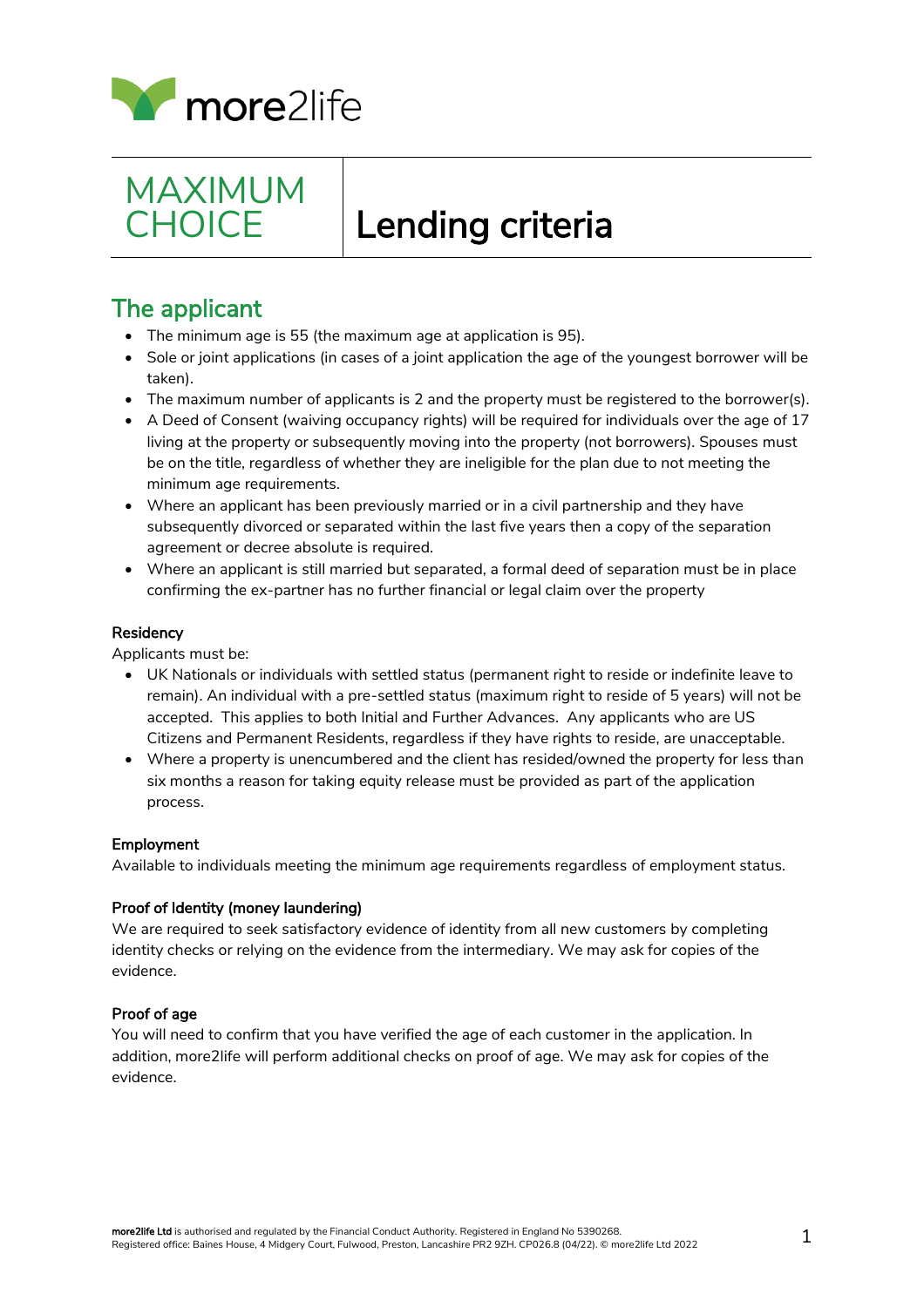more2life

# MAXIMUM CHOICE | Lending criteria

## The applicant

- The minimum age is 55 (the maximum age at application is 95).
- Sole or joint applications (in cases of a joint application the age of the youngest borrower will be taken).
- The maximum number of applicants is 2 and the property must be registered to the borrower(s).
- A Deed of Consent (waiving occupancy rights) will be required for individuals over the age of 17 living at the property or subsequently moving into the property (not borrowers). Spouses must be on the title, regardless of whether they are ineligible for the plan due to not meeting the minimum age requirements.
- Where an applicant has been previously married or in a civil partnership and they have subsequently divorced or separated within the last five years then a copy of the separation agreement or decree absolute is required.
- Where an applicant is still married but separated, a formal deed of separation must be in place confirming the ex-partner has no further financial or legal claim over the property

### Residency

Applicants must be:

- UK Nationals or individuals with settled status (permanent right to reside or indefinite leave to remain). An individual with a pre-settled status (maximum right to reside of 5 years) will not be accepted. This applies to both Initial and Further Advances. Any applicants who are US Citizens and Permanent Residents, regardless if they have rights to reside, are unacceptable.
- Where a property is unencumbered and the client has resided/owned the property for less than six months a reason for taking equity release must be provided as part of the application process.

### Employment

Available to individuals meeting the minimum age requirements regardless of employment status.

### Proof of Identity (money laundering)

We are required to seek satisfactory evidence of identity from all new customers by completing identity checks or relying on the evidence from the intermediary. We may ask for copies of the evidence.

### Proof of age

You will need to confirm that you have verified the age of each customer in the application. In addition, more2life will perform additional checks on proof of age. We may ask for copies of the evidence.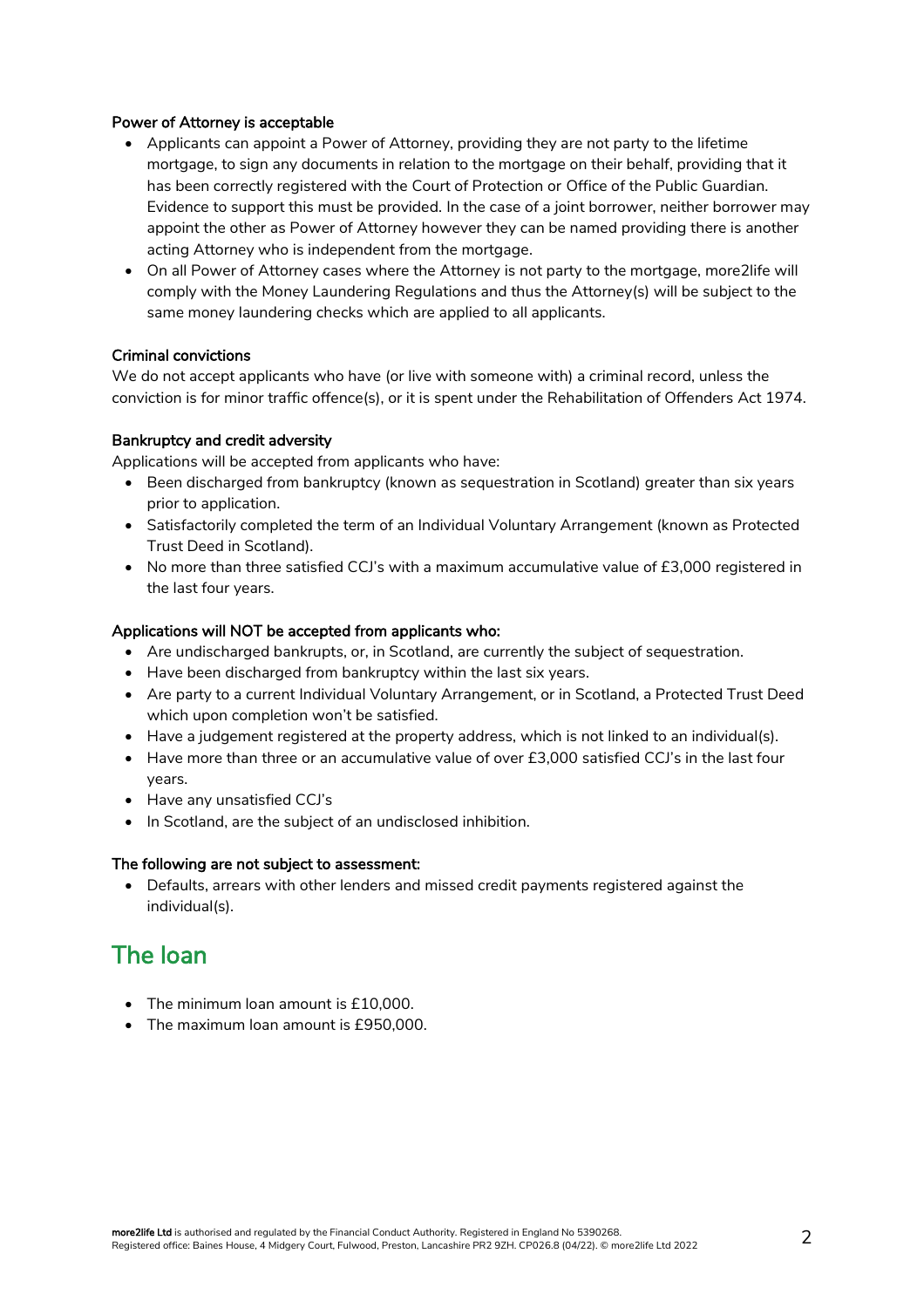**Power of Attorney is acceptable**

- Applicants can appoint a Power of Attorney, providing they are not party to the lifetime mortgage, to sign any documents in relation to the mortgage on their behalf, providing that it has been correctly registered with the Court of Protection or Office of the Public Guardian. Evidence to support this must be provided. In the case of a joint borrower, neither borrower may appoint the other as Power of Attorney however they can be named providing there is another acting Attorney who is independent from the mortgage.
- On all Power of Attorney cases where the Attorney is not party to the mortgage, more2life will comply with the Money Laundering Regulations and thus the Attorney(s) will be subject to the same money laundering checks which are applied to all applicants.

**Criminal convictions**

We do not accept applicants who have (or live with someone with) a criminal record, unless the conviction is for minor traffic offence(s), or it is spent under the Rehabilitation of Offenders Act 1974.

**Bankruptcy and credit adversity**

Applications will be accepted from applicants who have:

- Been discharged from bankruptcy (known as sequestration in Scotland) greater than six years prior to application.
- Satisfactorily completed the term of an Individual Voluntary Arrangement (known as Protected Trust Deed in Scotland).
- No more than three satisfied CCJ's with a maximum accumulative value of £3,000 registered in the last four years.

**Applications will NOT be accepted from applicants who:**

- Are undischarged bankrupts, or, in Scotland, are currently the subject of sequestration.
- Have been discharged from bankruptcy within the last six years.
- Are party to a current Individual Voluntary Arrangement, or in Scotland, a Protected Trust Deed which upon completion won't be satisfied.
- Have a judgement registered at the property address, which is not linked to an individual(s).
- Have more than three or an accumulative value of over £3,000 satisfied CCJ's in the last four years.
- Have any unsatisfied CCJ's
- In Scotland, are the subject of an undisclosed inhibition.

**The following are not subject to assessment:**

- Defaults, arrears with other lenders and missed credit payments registered against the individual(s).

## The loan

- The minimum loan amount is £10,000.
- The maximum loan amount is £950,000.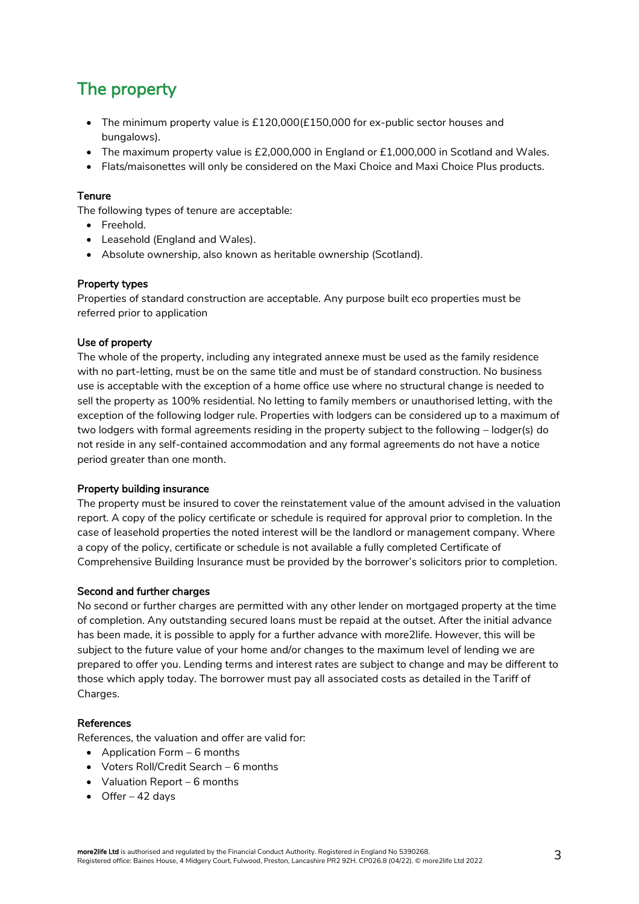# The property

- The minimum property value is £120,000(£150,000 for ex-public sector houses and bungalows).
- The maximum property value is £2,000,000 in England or £1,000,000 in Scotland and Wales.
- Flats/maisonettes will only be considered on the Maxi Choice and Maxi Choice Plus products.

### Tenure

The following types of tenure are acceptable:

- Freehold.
- Leasehold (England and Wales).
- Absolute ownership, also known as heritable ownership (Scotland).

### Property types

Properties of standard construction are acceptable. Any purpose built eco properties must be referred prior to application

### Use of property

The whole of the property, including any integrated annexe must be used as the family residence with no part-letting, must be on the same title and must be of standard construction. No business use is acceptable with the exception of a home office use where no structural change is needed to sell the property as 100% residential. No letting to family members or unauthorised letting, with the exception of the following lodger rule. Properties with lodgers can be considered up to a maximum of two lodgers with formal agreements residing in the property subject to the following – lodger(s) do not reside in any self-contained accommodation and any formal agreements do not have a notice period greater than one month.

### Property building insurance

The property must be insured to cover the reinstatement value of the amount advised in the valuation report. A copy of the policy certificate or schedule is required for approval prior to completion. In the case of leasehold properties the noted interest will be the landlord or management company. Where a copy of the policy, certificate or schedule is not available a fully completed Certificate of Comprehensive Building Insurance must be provided by the borrower's solicitors prior to completion.

### Second and further charges

No second or further charges are permitted with any other lender on mortgaged property at the time of completion. Any outstanding secured loans must be repaid at the outset. After the initial advance has been made, it is possible to apply for a further advance with more2life. However, this will be subject to the future value of your home and/or changes to the maximum level of lending we are prepared to offer you. Lending terms and interest rates are subject to change and may be different to those which apply today. The borrower must pay all associated costs as detailed in the Tariff of Charges.

### References

References, the valuation and offer are valid for:

- Application Form – 6 months
- Voters Roll/Credit Search – 6 months
- Valuation Report – 6 months
- Offer – 42 days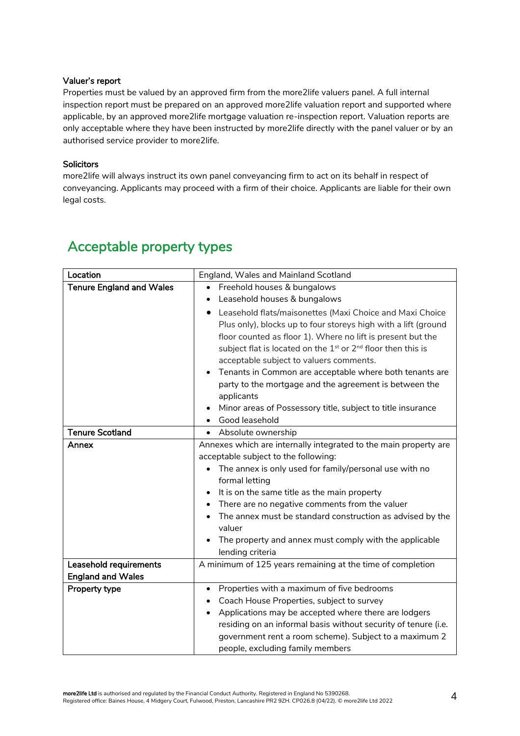**Valuer's report**

Properties must be valued by an approved firm from the more2life valuers panel. A full internal inspection report must be prepared on an approved more2life valuation report and supported where applicable, by an approved more2life mortgage valuation re-inspection report. Valuation reports are only acceptable where they have been instructed by more2life directly with the panel valuer or by an authorised service provider to more2life.

**Solicitors**

more2life will always instruct its own panel conveyancing firm to act on its behalf in respect of conveyancing. Applicants may proceed with a firm of their choice. Applicants are liable for their own legal costs.

## Acceptable property types

| Location | England, Wales and Mainland Scotland |
|---|---|
| **Tenure England and Wales** | • Freehold houses & bungalows<br>• Leasehold houses & bungalows<br>• Leasehold flats/maisonettes (Maxi Choice and Maxi Choice Plus only), blocks up to four storeys high with a lift (ground floor counted as floor 1). Where no lift is present but the subject flat is located on the 1st or 2nd floor then this is acceptable subject to valuers comments.<br>• Tenants in Common are acceptable where both tenants are party to the mortgage and the agreement is between the applicants<br>• Minor areas of Possessory title, subject to title insurance<br>• Good leasehold |
| **Tenure Scotland** | • Absolute ownership |
| **Annex** | Annexes which are internally integrated to the main property are acceptable subject to the following:<br>• The annex is only used for family/personal use with no formal letting<br>• It is on the same title as the main property<br>• There are no negative comments from the valuer<br>• The annex must be standard construction as advised by the valuer<br>• The property and annex must comply with the applicable lending criteria |
| **Leasehold requirements England and Wales** | A minimum of 125 years remaining at the time of completion |
| **Property type** | • Properties with a maximum of five bedrooms<br>• Coach House Properties, subject to survey<br>• Applications may be accepted where there are lodgers residing on an informal basis without security of tenure (i.e. government rent a room scheme). Subject to a maximum 2 people, excluding family members |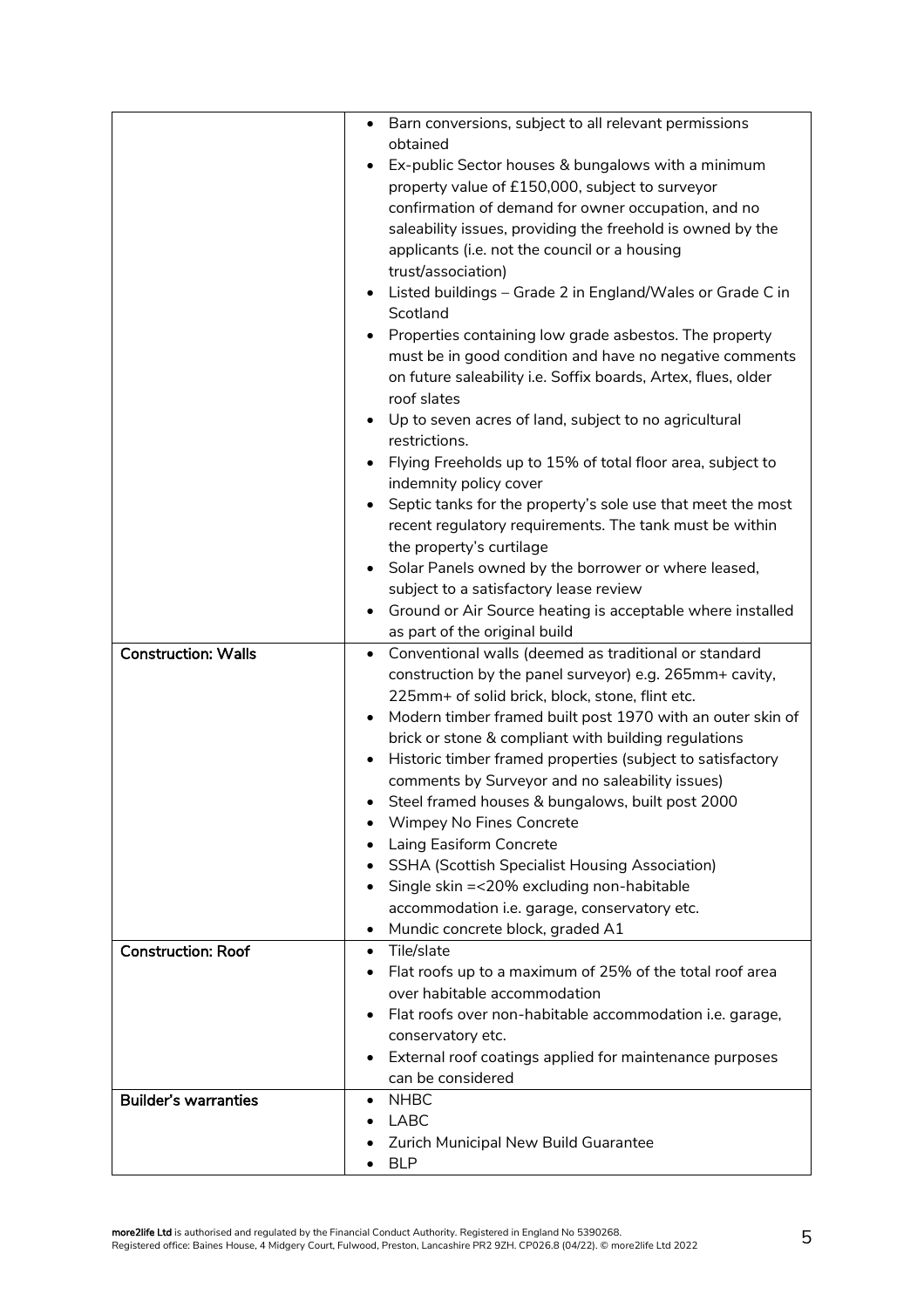| | |
|---|---|
| | • Barn conversions, subject to all relevant permissions obtained<br>• Ex-public Sector houses & bungalows with a minimum property value of £150,000, subject to surveyor confirmation of demand for owner occupation, and no saleability issues, providing the freehold is owned by the applicants (i.e. not the council or a housing trust/association)<br>• Listed buildings – Grade 2 in England/Wales or Grade C in Scotland<br>• Properties containing low grade asbestos. The property must be in good condition and have no negative comments on future saleability i.e. Soffix boards, Artex, flues, older roof slates<br>• Up to seven acres of land, subject to no agricultural restrictions.<br>• Flying Freeholds up to 15% of total floor area, subject to indemnity policy cover<br>• Septic tanks for the property's sole use that meet the most recent regulatory requirements. The tank must be within the property's curtilage<br>• Solar Panels owned by the borrower or where leased, subject to a satisfactory lease review<br>• Ground or Air Source heating is acceptable where installed as part of the original build |
| **Construction: Walls** | • Conventional walls (deemed as traditional or standard construction by the panel surveyor) e.g. 265mm+ cavity, 225mm+ of solid brick, block, stone, flint etc.<br>• Modern timber framed built post 1970 with an outer skin of brick or stone & compliant with building regulations<br>• Historic timber framed properties (subject to satisfactory comments by Surveyor and no saleability issues)<br>• Steel framed houses & bungalows, built post 2000<br>• Wimpey No Fines Concrete<br>• Laing Easiform Concrete<br>• SSHA (Scottish Specialist Housing Association)<br>• Single skin =<20% excluding non-habitable accommodation i.e. garage, conservatory etc.<br>• Mundic concrete block, graded A1 |
| **Construction: Roof** | • Tile/slate<br>• Flat roofs up to a maximum of 25% of the total roof area over habitable accommodation<br>• Flat roofs over non-habitable accommodation i.e. garage, conservatory etc.<br>• External roof coatings applied for maintenance purposes can be considered |
| **Builder's warranties** | • NHBC<br>• LABC<br>• Zurich Municipal New Build Guarantee<br>• BLP |

**more2life Ltd** is authorised and regulated by the Financial Conduct Authority. Registered in England No 5390268.
Registered office: Baines House, 4 Midgery Court, Fulwood, Preston, Lancashire PR2 9ZH. CP026.8 (04/22). © more2life Ltd 2022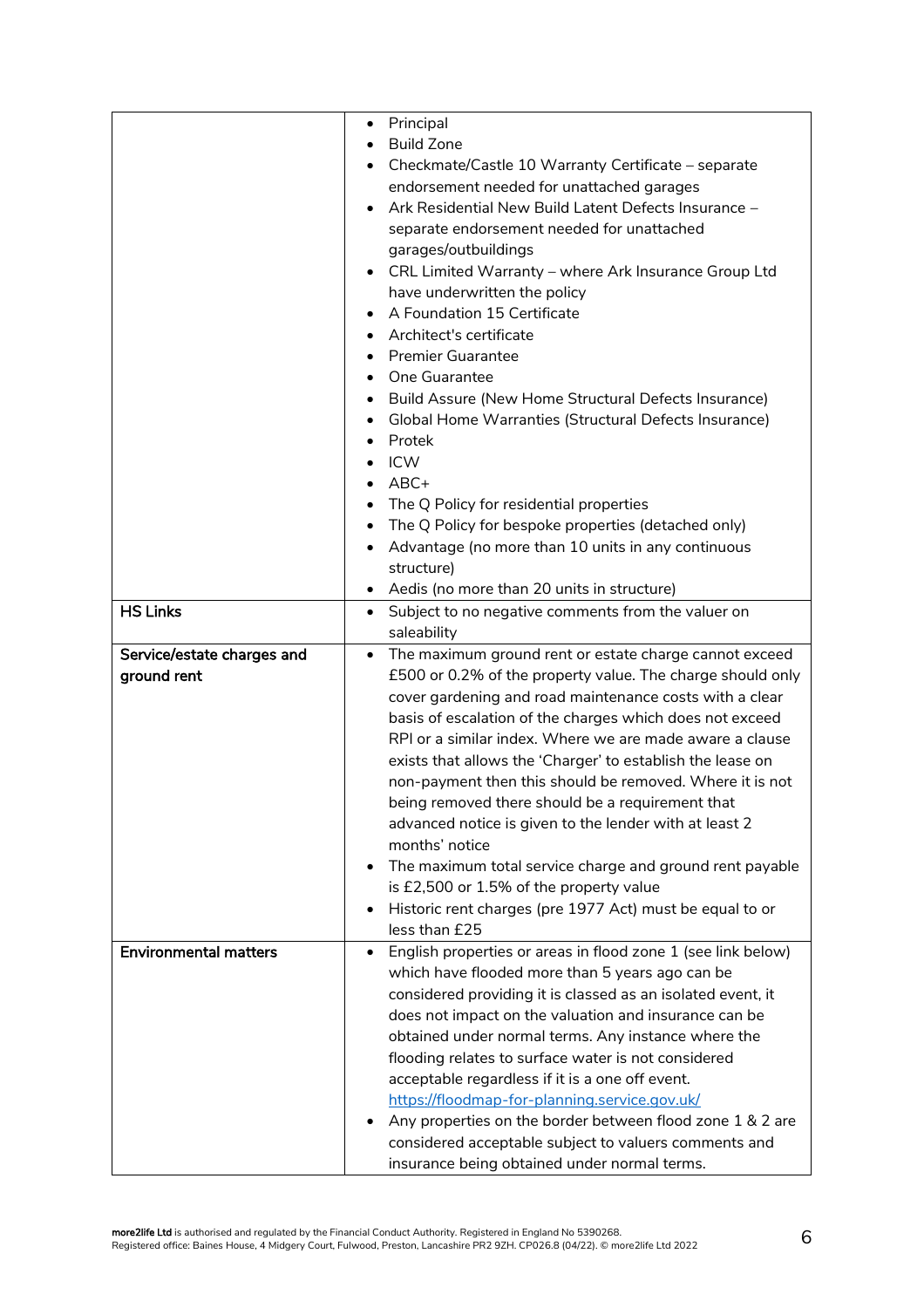| | |
|---|---|
| | • Principal<br>• Build Zone<br>• Checkmate/Castle 10 Warranty Certificate – separate endorsement needed for unattached garages<br>• Ark Residential New Build Latent Defects Insurance – separate endorsement needed for unattached garages/outbuildings<br>• CRL Limited Warranty – where Ark Insurance Group Ltd have underwritten the policy<br>• A Foundation 15 Certificate<br>• Architect's certificate<br>• Premier Guarantee<br>• One Guarantee<br>• Build Assure (New Home Structural Defects Insurance)<br>• Global Home Warranties (Structural Defects Insurance)<br>• Protek<br>• ICW<br>• ABC+<br>• The Q Policy for residential properties<br>• The Q Policy for bespoke properties (detached only)<br>• Advantage (no more than 10 units in any continuous structure)<br>• Aedis (no more than 20 units in structure) |
| **HS Links** | • Subject to no negative comments from the valuer on saleability |
| **Service/estate charges and ground rent** | • The maximum ground rent or estate charge cannot exceed £500 or 0.2% of the property value. The charge should only cover gardening and road maintenance costs with a clear basis of escalation of the charges which does not exceed RPI or a similar index. Where we are made aware a clause exists that allows the 'Charger' to establish the lease on non-payment then this should be removed. Where it is not being removed there should be a requirement that advanced notice is given to the lender with at least 2 months' notice<br>• The maximum total service charge and ground rent payable is £2,500 or 1.5% of the property value<br>• Historic rent charges (pre 1977 Act) must be equal to or less than £25 |
| **Environmental matters** | • English properties or areas in flood zone 1 (see link below) which have flooded more than 5 years ago can be considered providing it is classed as an isolated event, it does not impact on the valuation and insurance can be obtained under normal terms. Any instance where the flooding relates to surface water is not considered acceptable regardless if it is a one off event. https://floodmap-for-planning.service.gov.uk/<br>• Any properties on the border between flood zone 1 & 2 are considered acceptable subject to valuers comments and insurance being obtained under normal terms. |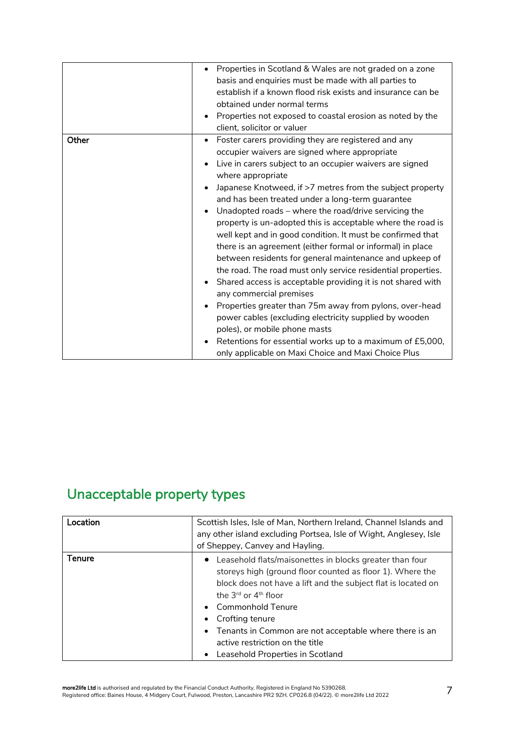| | |
|---|---|
| | • Properties in Scotland & Wales are not graded on a zone basis and enquiries must be made with all parties to establish if a known flood risk exists and insurance can be obtained under normal terms<br>• Properties not exposed to coastal erosion as noted by the client, solicitor or valuer |
| **Other** | • Foster carers providing they are registered and any occupier waivers are signed where appropriate<br>• Live in carers subject to an occupier waivers are signed where appropriate<br>• Japanese Knotweed, if >7 metres from the subject property and has been treated under a long-term guarantee<br>• Unadopted roads – where the road/drive servicing the property is un-adopted this is acceptable where the road is well kept and in good condition. It must be confirmed that there is an agreement (either formal or informal) in place between residents for general maintenance and upkeep of the road. The road must only service residential properties.<br>• Shared access is acceptable providing it is not shared with any commercial premises<br>• Properties greater than 75m away from pylons, over-head power cables (excluding electricity supplied by wooden poles), or mobile phone masts<br>• Retentions for essential works up to a maximum of £5,000, only applicable on Maxi Choice and Maxi Choice Plus |

## Unacceptable property types

| | |
|---|---|
| **Location** | Scottish Isles, Isle of Man, Northern Ireland, Channel Islands and any other island excluding Portsea, Isle of Wight, Anglesey, Isle of Sheppey, Canvey and Hayling. |
| **Tenure** | • Leasehold flats/maisonettes in blocks greater than four storeys high (ground floor counted as floor 1). Where the block does not have a lift and the subject flat is located on the 3rd or 4th floor<br>• Commonhold Tenure<br>• Crofting tenure<br>• Tenants in Common are not acceptable where there is an active restriction on the title<br>• Leasehold Properties in Scotland |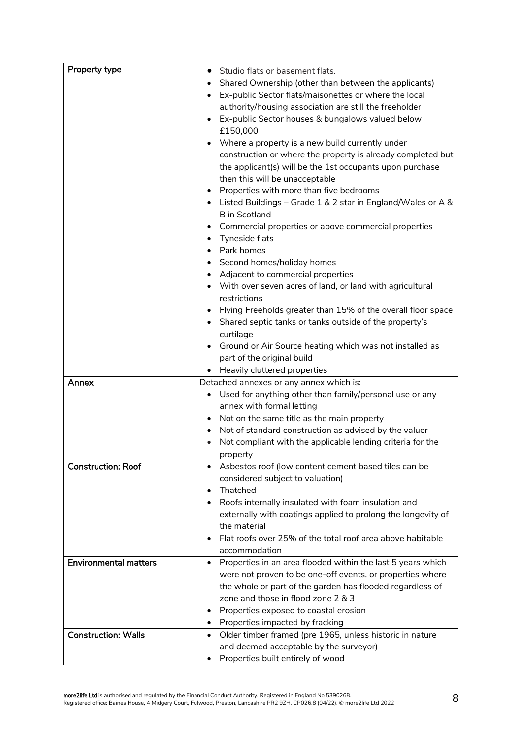| | |
|---|---|
| **Property type** | • Studio flats or basement flats.<br>• Shared Ownership (other than between the applicants)<br>• Ex-public Sector flats/maisonettes or where the local authority/housing association are still the freeholder<br>• Ex-public Sector houses & bungalows valued below £150,000<br>• Where a property is a new build currently under construction or where the property is already completed but the applicant(s) will be the 1st occupants upon purchase then this will be unacceptable<br>• Properties with more than five bedrooms<br>• Listed Buildings – Grade 1 & 2 star in England/Wales or A & B in Scotland<br>• Commercial properties or above commercial properties<br>• Tyneside flats<br>• Park homes<br>• Second homes/holiday homes<br>• Adjacent to commercial properties<br>• With over seven acres of land, or land with agricultural restrictions<br>• Flying Freeholds greater than 15% of the overall floor space<br>• Shared septic tanks or tanks outside of the property's curtilage<br>• Ground or Air Source heating which was not installed as part of the original build<br>• Heavily cluttered properties |
| **Annex** | Detached annexes or any annex which is:<br>• Used for anything other than family/personal use or any annex with formal letting<br>• Not on the same title as the main property<br>• Not of standard construction as advised by the valuer<br>• Not compliant with the applicable lending criteria for the property |
| **Construction: Roof** | • Asbestos roof (low content cement based tiles can be considered subject to valuation)<br>• Thatched<br>• Roofs internally insulated with foam insulation and externally with coatings applied to prolong the longevity of the material<br>• Flat roofs over 25% of the total roof area above habitable accommodation |
| **Environmental matters** | • Properties in an area flooded within the last 5 years which were not proven to be one-off events, or properties where the whole or part of the garden has flooded regardless of zone and those in flood zone 2 & 3<br>• Properties exposed to coastal erosion<br>• Properties impacted by fracking |
| **Construction: Walls** | • Older timber framed (pre 1965, unless historic in nature and deemed acceptable by the surveyor)<br>• Properties built entirely of wood |

**more2life Ltd** is authorised and regulated by the Financial Conduct Authority. Registered in England No 5390268.
Registered office: Baines House, 4 Midgery Court, Fulwood, Preston, Lancashire PR2 9ZH. CP026.8 (04/22). © more2life Ltd 2022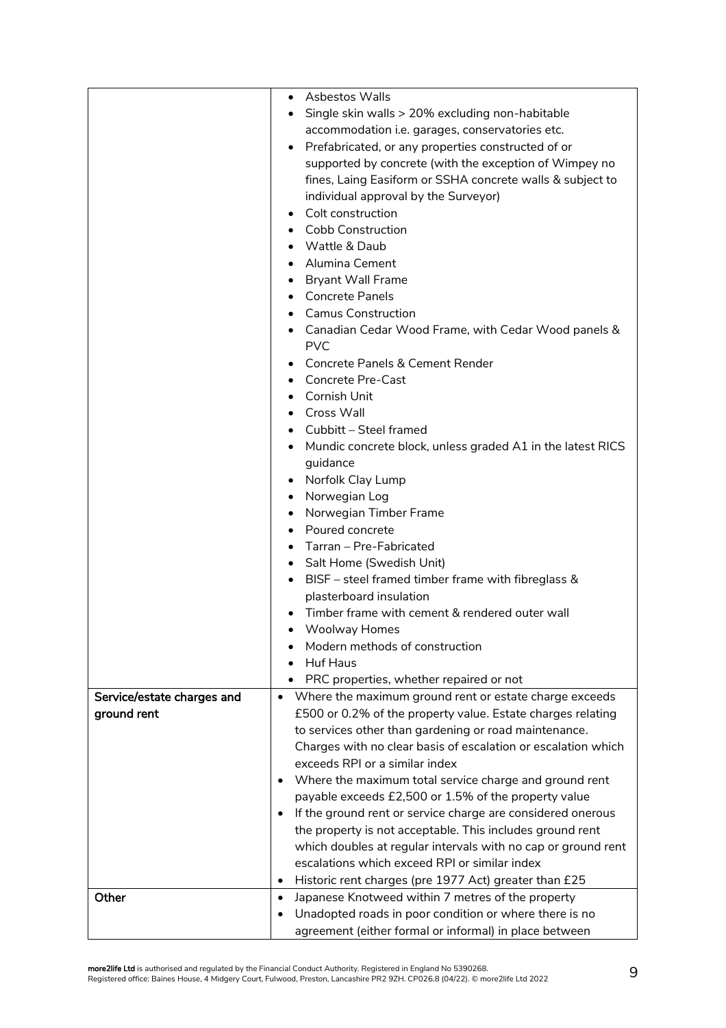| | |
|---|---|
| | <ul><li>Asbestos Walls</li><li>Single skin walls > 20% excluding non-habitable accommodation i.e. garages, conservatories etc.</li><li>Prefabricated, or any properties constructed of or supported by concrete (with the exception of Wimpey no fines, Laing Easiform or SSHA concrete walls & subject to individual approval by the Surveyor)</li><li>Colt construction</li><li>Cobb Construction</li><li>Wattle & Daub</li><li>Alumina Cement</li><li>Bryant Wall Frame</li><li>Concrete Panels</li><li>Camus Construction</li><li>Canadian Cedar Wood Frame, with Cedar Wood panels & PVC</li><li>Concrete Panels & Cement Render</li><li>Concrete Pre-Cast</li><li>Cornish Unit</li><li>Cross Wall</li><li>Cubbitt – Steel framed</li><li>Mundic concrete block, unless graded A1 in the latest RICS guidance</li><li>Norfolk Clay Lump</li><li>Norwegian Log</li><li>Norwegian Timber Frame</li><li>Poured concrete</li><li>Tarran – Pre-Fabricated</li><li>Salt Home (Swedish Unit)</li><li>BISF – steel framed timber frame with fibreglass & plasterboard insulation</li><li>Timber frame with cement & rendered outer wall</li><li>Woolway Homes</li><li>Modern methods of construction</li><li>Huf Haus</li><li>PRC properties, whether repaired or not</li></ul> |
| **Service/estate charges and ground rent** | <ul><li>Where the maximum ground rent or estate charge exceeds £500 or 0.2% of the property value. Estate charges relating to services other than gardening or road maintenance. Charges with no clear basis of escalation or escalation which exceeds RPI or a similar index</li><li>Where the maximum total service charge and ground rent payable exceeds £2,500 or 1.5% of the property value</li><li>If the ground rent or service charge are considered onerous the property is not acceptable. This includes ground rent which doubles at regular intervals with no cap or ground rent escalations which exceed RPI or similar index</li><li>Historic rent charges (pre 1977 Act) greater than £25</li></ul> |
| **Other** | <ul><li>Japanese Knotweed within 7 metres of the property</li><li>Unadopted roads in poor condition or where there is no agreement (either formal or informal) in place between</li></ul> |

**more2life Ltd** is authorised and regulated by the Financial Conduct Authority. Registered in England No 5390268.
Registered office: Baines House, 4 Midgery Court, Fulwood, Preston, Lancashire PR2 9ZH. CP026.8 (04/22). © more2life Ltd 2022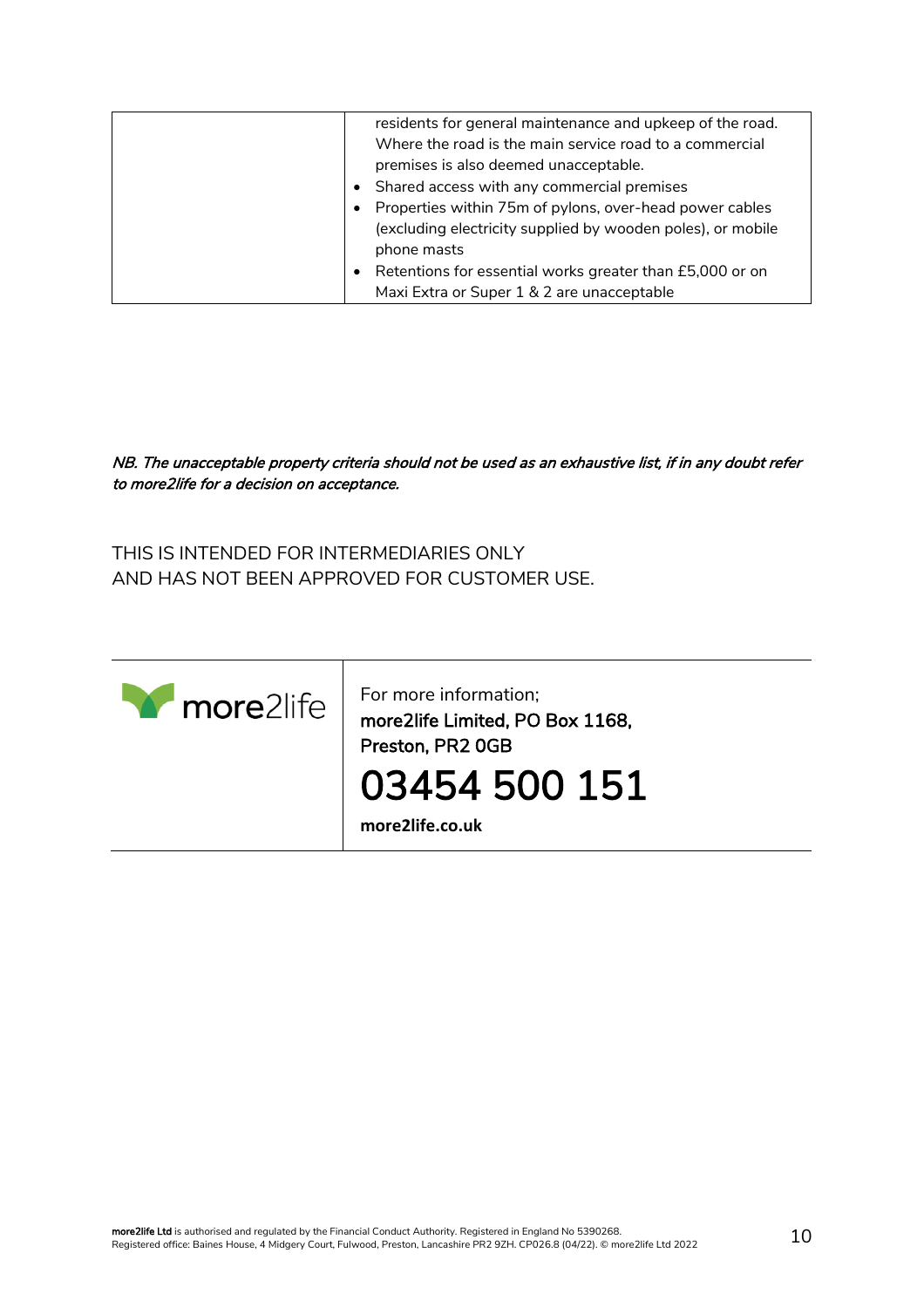| | |
|---|---|
| | residents for general maintenance and upkeep of the road. Where the road is the main service road to a commercial premises is also deemed unacceptable.<br>• Shared access with any commercial premises<br>• Properties within 75m of pylons, over-head power cables (excluding electricity supplied by wooden poles), or mobile phone masts<br>• Retentions for essential works greater than £5,000 or on Maxi Extra or Super 1 & 2 are unacceptable |

***NB. The unacceptable property criteria should not be used as an exhaustive list, if in any doubt refer to more2life for a decision on acceptance.***

THIS IS INTENDED FOR INTERMEDIARIES ONLY
AND HAS NOT BEEN APPROVED FOR CUSTOMER USE.

| | |
|---|---|
| more2life | For more information;<br>more2life Limited, PO Box 1168, Preston, PR2 0GB<br>**03454 500 151**<br>**more2life.co.uk** |

**more2life Ltd** is authorised and regulated by the Financial Conduct Authority. Registered in England No 5390268.
Registered office: Baines House, 4 Midgery Court, Fulwood, Preston, Lancashire PR2 9ZH. CP026.8 (04/22). © more2life Ltd 2022